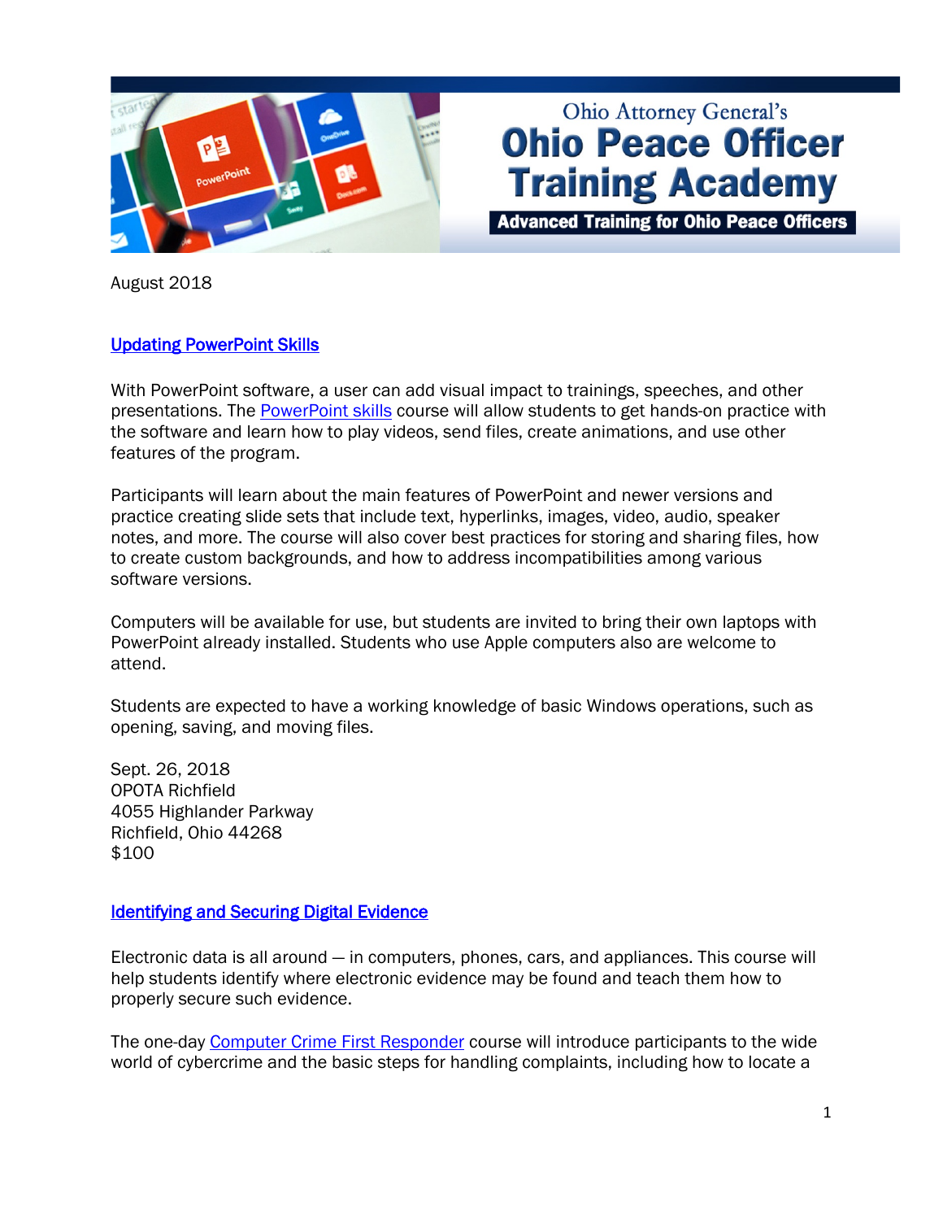Ohio Attorney General's
# Ohio Peace Officer Training Academy
**Advanced Training for Ohio Peace Officers**

August 2018

## Updating PowerPoint Skills

With PowerPoint software, a user can add visual impact to trainings, speeches, and other presentations. The PowerPoint skills course will allow students to get hands-on practice with the software and learn how to play videos, send files, create animations, and use other features of the program.

Participants will learn about the main features of PowerPoint and newer versions and practice creating slide sets that include text, hyperlinks, images, video, audio, speaker notes, and more. The course will also cover best practices for storing and sharing files, how to create custom backgrounds, and how to address incompatibilities among various software versions.

Computers will be available for use, but students are invited to bring their own laptops with PowerPoint already installed. Students who use Apple computers also are welcome to attend.

Students are expected to have a working knowledge of basic Windows operations, such as opening, saving, and moving files.

Sept. 26, 2018
OPOTA Richfield
4055 Highlander Parkway
Richfield, Ohio 44268
$100

## Identifying and Securing Digital Evidence

Electronic data is all around — in computers, phones, cars, and appliances. This course will help students identify where electronic evidence may be found and teach them how to properly secure such evidence.

The one-day Computer Crime First Responder course will introduce participants to the wide world of cybercrime and the basic steps for handling complaints, including how to locate a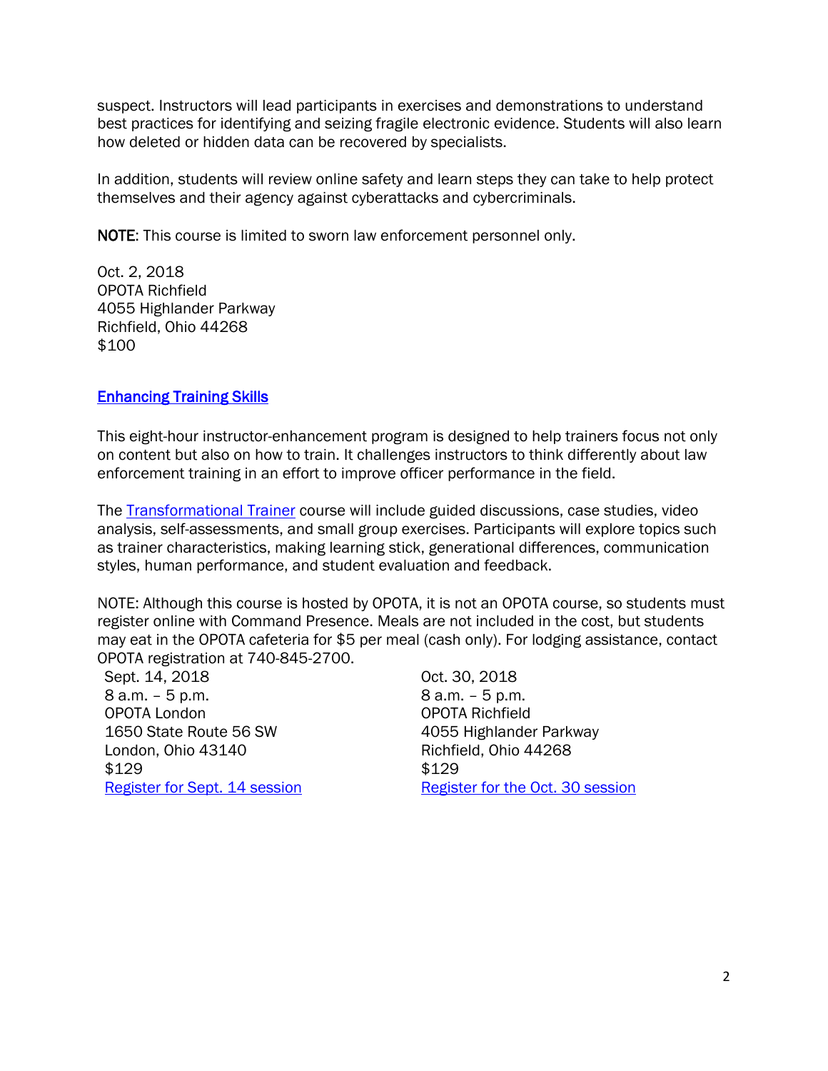suspect. Instructors will lead participants in exercises and demonstrations to understand best practices for identifying and seizing fragile electronic evidence. Students will also learn how deleted or hidden data can be recovered by specialists.

In addition, students will review online safety and learn steps they can take to help protect themselves and their agency against cyberattacks and cybercriminals.

NOTE: This course is limited to sworn law enforcement personnel only.

Oct. 2, 2018
OPOTA Richfield
4055 Highlander Parkway
Richfield, Ohio 44268
$100

## Enhancing Training Skills

This eight-hour instructor-enhancement program is designed to help trainers focus not only on content but also on how to train. It challenges instructors to think differently about law enforcement training in an effort to improve officer performance in the field.

The Transformational Trainer course will include guided discussions, case studies, video analysis, self-assessments, and small group exercises. Participants will explore topics such as trainer characteristics, making learning stick, generational differences, communication styles, human performance, and student evaluation and feedback.

NOTE: Although this course is hosted by OPOTA, it is not an OPOTA course, so students must register online with Command Presence. Meals are not included in the cost, but students may eat in the OPOTA cafeteria for $5 per meal (cash only). For lodging assistance, contact OPOTA registration at 740-845-2700.

Sept. 14, 2018
8 a.m. – 5 p.m.
OPOTA London
1650 State Route 56 SW
London, Ohio 43140
$129
Register for Sept. 14 session

Oct. 30, 2018
8 a.m. – 5 p.m.
OPOTA Richfield
4055 Highlander Parkway
Richfield, Ohio 44268
$129
Register for the Oct. 30 session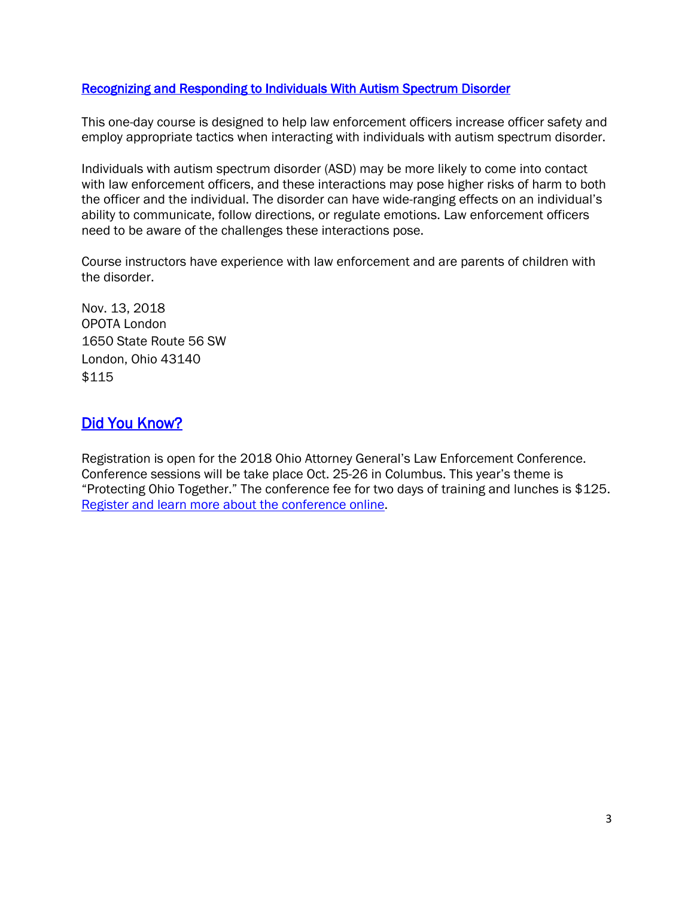### [Recognizing and Responding to Individuals With Autism Spectrum Disorder]

This one-day course is designed to help law enforcement officers increase officer safety and employ appropriate tactics when interacting with individuals with autism spectrum disorder.

Individuals with autism spectrum disorder (ASD) may be more likely to come into contact with law enforcement officers, and these interactions may pose higher risks of harm to both the officer and the individual. The disorder can have wide-ranging effects on an individual's ability to communicate, follow directions, or regulate emotions. Law enforcement officers need to be aware of the challenges these interactions pose.

Course instructors have experience with law enforcement and are parents of children with the disorder.

Nov. 13, 2018
OPOTA London
1650 State Route 56 SW
London, Ohio 43140
$115

## [Did You Know?]

Registration is open for the 2018 Ohio Attorney General's Law Enforcement Conference. Conference sessions will be take place Oct. 25-26 in Columbus. This year's theme is "Protecting Ohio Together." The conference fee for two days of training and lunches is $125. [Register and learn more about the conference online].